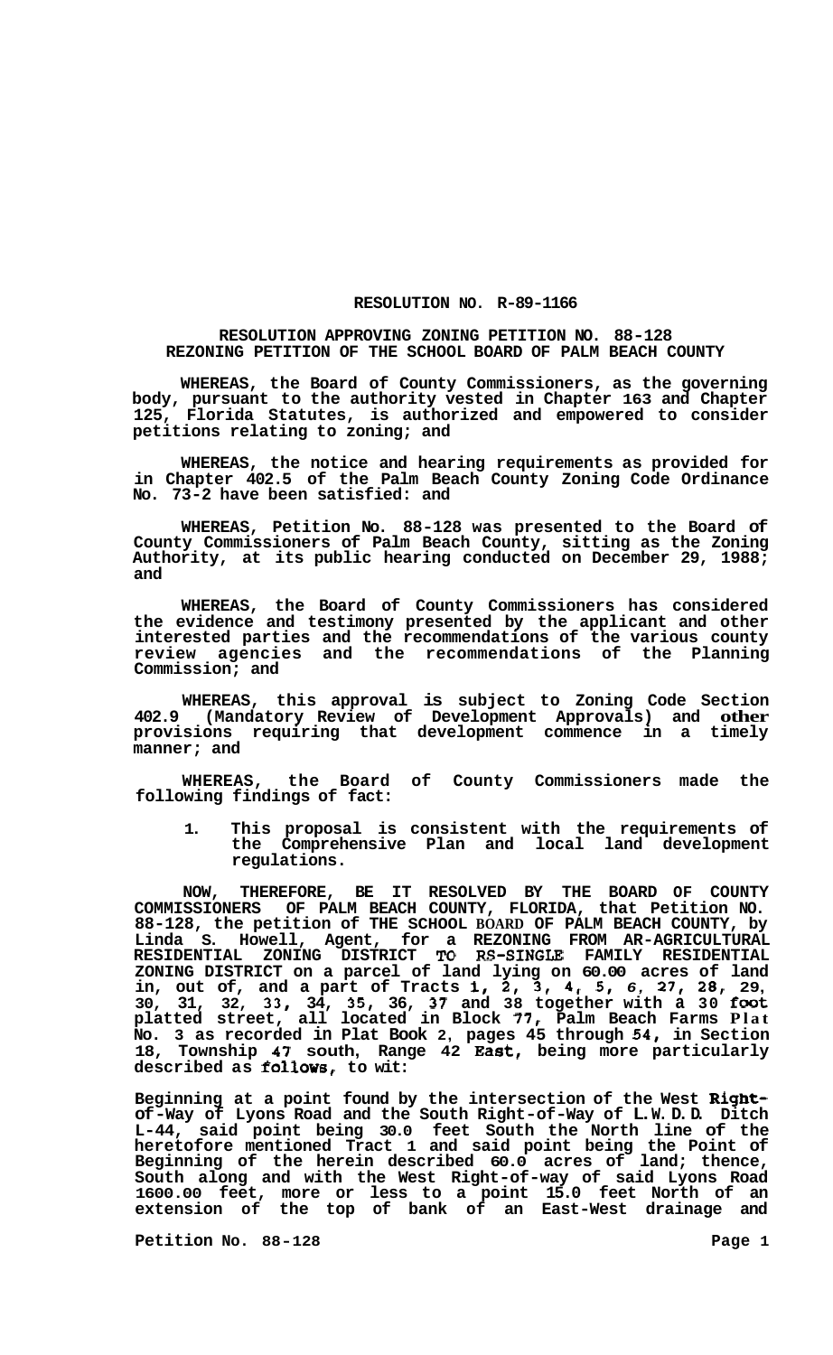# RESOLUTION NO. R-89-1166

## RESOLUTION APPROVING ZONING PETITION NO. 88-128 REZONING PETITION OF THE SCHOOL BOARD OF PALM BEACH COUNTY

**WHEREAS, the Board of County Commissioners, as the governing body, pursuant to the authority vested in Chapter 163 and Chapter 125, Florida Statutes, is authorized and empowered to consider petitions relating to zoning; and**

**WHEREAS, the notice and hearing requirements as provided for in Chapter 402.5 of the Palm Beach County Zoning Code Ordinance No. 73-2 have been satisfied: and**

**WHEREAS, Petition No. 88-128 was presented to the Board of County Commissioners of Palm Beach County, sitting as the Zoning Authority, at its public hearing conducted on December 29, 1988; and**

**WHEREAS, the Board of County Commissioners has considered the evidence and testimony presented by the applicant and other interested parties and the recommendations of the various county review agencies and the recommendations of the Planning Commission; and**

**WHEREAS, this approval is subject to Zoning Code Section 402.9 (Mandatory Review of Development Approvals) and other provisions requiring that development commence in a timely manner; and**

**WHEREAS, the Board of County Commissioners made the following findings of fact:**

1. **This proposal is consistent with the requirements of the Comprehensive Plan and local land development regulations.**

**NOW, THEREFORE, BE IT RESOLVED BY THE BOARD OF COUNTY COMMISSIONERS OF PALM BEACH COUNTY, FLORIDA, that Petition NO. 88-128, the petition of THE SCHOOL BOARD OF PALM BEACH COUNTY, by Linda S. Howell, Agent, for a REZONING FROM AR-AGRICULTURAL RESIDENTIAL ZONING DISTRICT TO RS-SINGLE FAMILY RESIDENTIAL ZONING DISTRICT on a parcel of land lying on 60.00 acres of land in, out of, and a part of Tracts 1, 2, 3, 4, 5, 6, 27, 28, 29, 30, 31, 32, 33, 34, 35, 36, 37 and 38 together with a 30 foot platted street, all located in Block 77, Palm Beach Farms Plat No. 3 as recorded in Plat Book 2, pages 45 through 54, in Section 18, Township 47 south, Range 42 East, being more particularly described as follows, to wit:**

**Beginning at a point found by the intersection of the West Right-of-Way of Lyons Road and the South Right-of-Way of L.W.D.D. Ditch L-44, said point being 30.0 feet South the North line of the heretofore mentioned Tract 1 and said point being the Point of Beginning of the herein described 60.0 acres of land; thence, South along and with the West Right-of-way of said Lyons Road 1600.00 feet, more or less to a point 15.0 feet North of an extension of the top of bank of an East-West drainage and**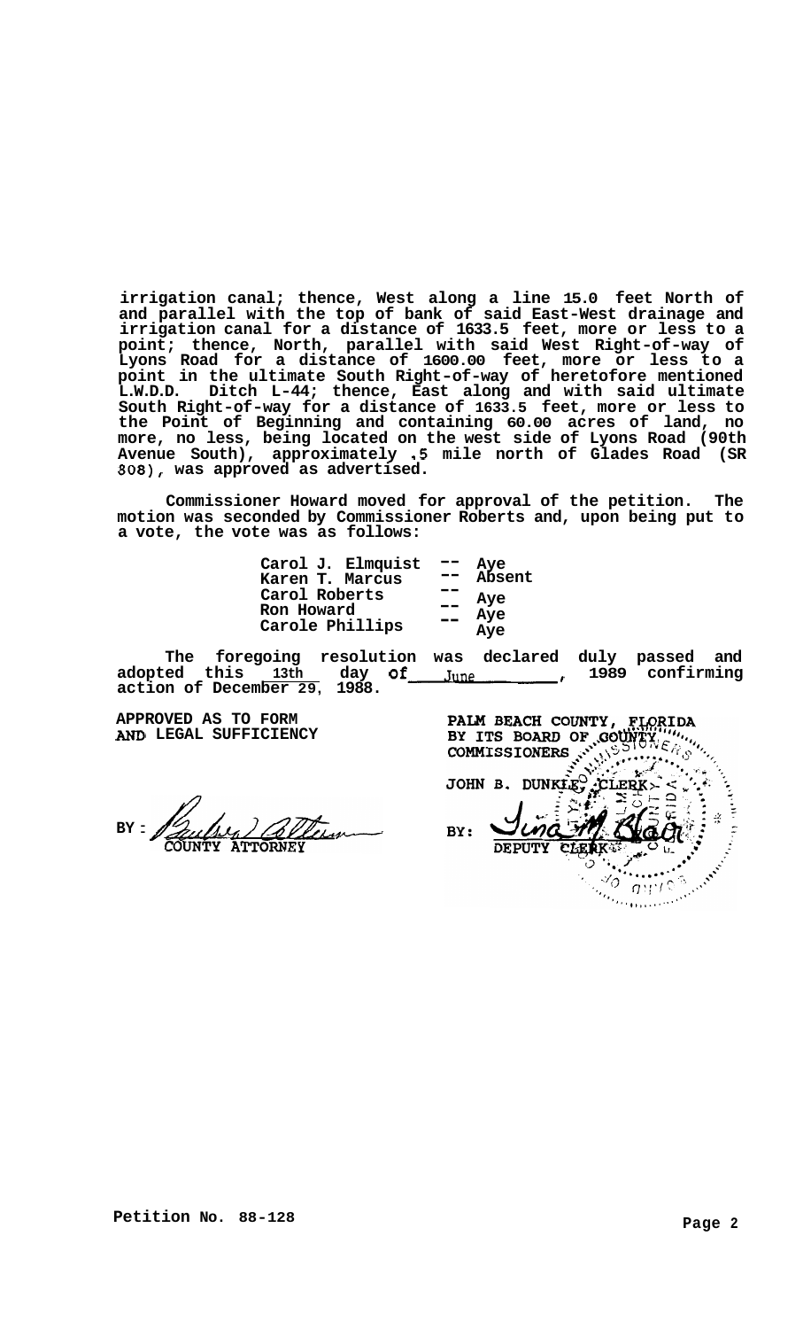irrigation canal; thence, West along a line 15.0 feet North of and parallel with the top of bank of said East-West drainage and irrigation canal for a distance of 1633.5 feet, more or less to a point; thence, North, parallel with said West Right-of-way of Lyons Road for a distance of 1600.00 feet, more or less to a point in the ultimate South Right-of-way of heretofore mentioned L.W.D.D. Ditch L-44; thence, East along and with said ultimate South Right-of-way for a distance of 1633.5 feet, more or less to the Point of Beginning and containing 60.00 acres of land, no more, no less, being located on the west side of Lyons Road (90th Avenue South), approximately .5 mile north of Glades Road (SR 808), was approved as advertised.

Commissioner Howard moved for approval of the petition. The motion was seconded by Commissioner Roberts and, upon being put to a vote, the vote was as follows:

| | | |
|---|---|---|
| Carol J. Elmquist | -- | Aye |
| Karen T. Marcus | -- | Absent |
| Carol Roberts | -- | Aye |
| Ron Howard | -- | Aye |
| Carole Phillips | -- | Aye |

The foregoing resolution was declared duly passed and adopted this 13th day of June, 1989 confirming action of December 29, 1988.

APPROVED AS TO FORM AND LEGAL SUFFICIENCY

BY: [signature]
COUNTY ATTORNEY

PALM BEACH COUNTY, FLORIDA
BY ITS BOARD OF COUNTY COMMISSIONERS

JOHN B. DUNKLE, CLERK

BY: [signature]
DEPUTY CLERK

Petition No. 88-128